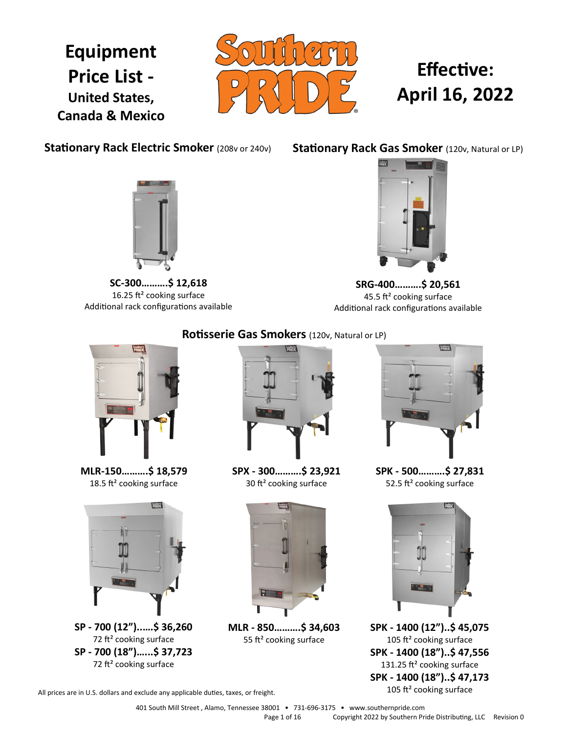# Equipment Price List - United States, Canada & Mexico

# Effective: April 16, 2022

## Stationary Rack Electric Smoker (208v or 240v)

**SC-300..........$ 12,618**
16.25 ft² cooking surface
Additional rack configurations available

## Stationary Rack Gas Smoker (120v, Natural or LP)

**SRG-400..........$ 20,561**
45.5 ft² cooking surface
Additional rack configurations available

## Rotisserie Gas Smokers (120v, Natural or LP)

**MLR-150..........$ 18,579**
18.5 ft² cooking surface

**SPX - 300..........$ 23,921**
30 ft² cooking surface

**SPK - 500..........$ 27,831**
52.5 ft² cooking surface

**SP - 700 (12")......$ 36,260**
72 ft² cooking surface

**SP - 700 (18")......$ 37,723**
72 ft² cooking surface

**MLR - 850..........$ 34,603**
55 ft² cooking surface

**SPK - 1400 (12")..$ 45,075**
105 ft² cooking surface

**SPK - 1400 (18")..$ 47,556**
131.25 ft² cooking surface

**SPK - 1400 (18")..$ 47,173**
105 ft² cooking surface

All prices are in U.S. dollars and exclude any applicable duties, taxes, or freight.

401 South Mill Street , Alamo, Tennessee 38001 • 731-696-3175 • www.southernpride.com

Copyright 2022 by Southern Pride Distributing, LLC Revision 0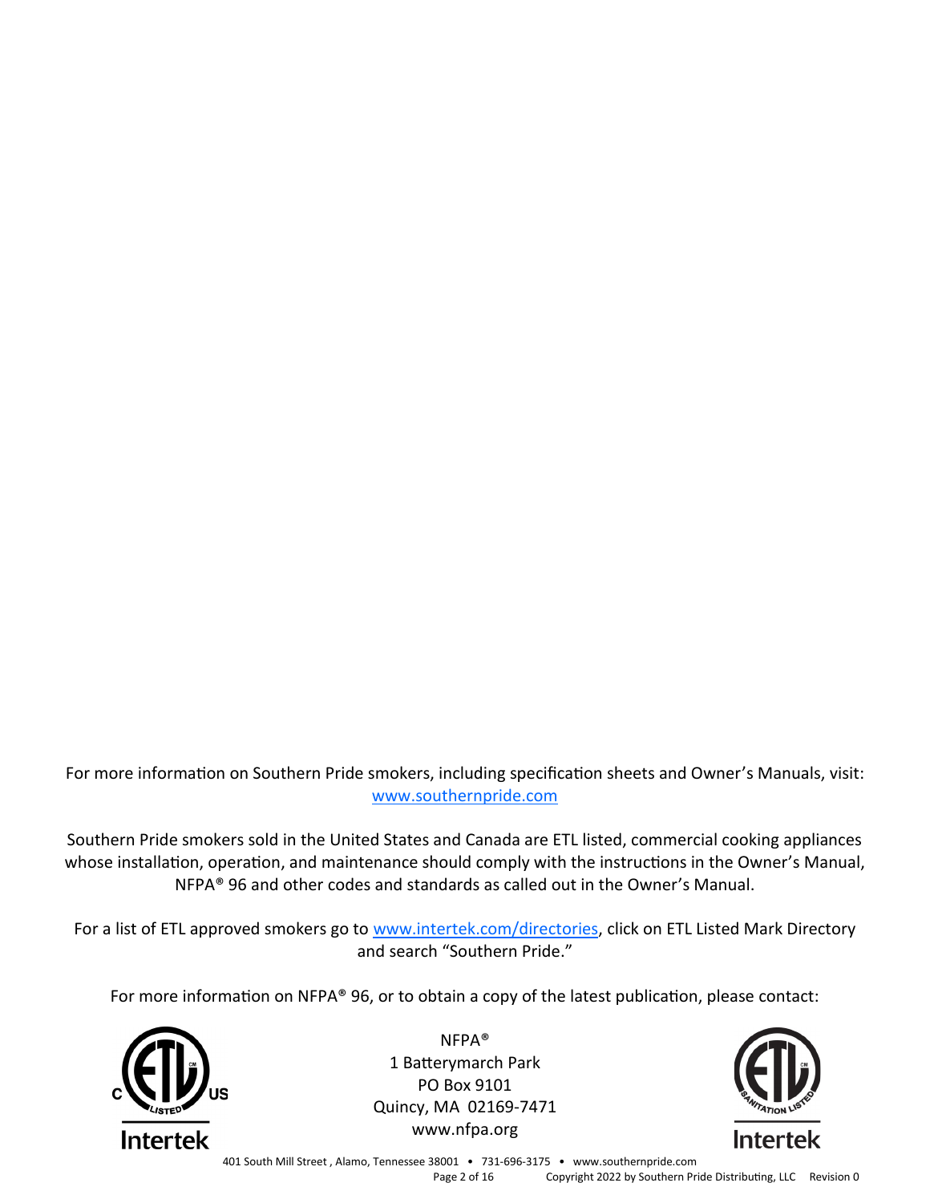For more information on Southern Pride smokers, including specification sheets and Owner's Manuals, visit: [www.southernpride.com](http://www.southernpride.com)

Southern Pride smokers sold in the United States and Canada are ETL listed, commercial cooking appliances whose installation, operation, and maintenance should comply with the instructions in the Owner's Manual, NFPA® 96 and other codes and standards as called out in the Owner's Manual.

For a list of ETL approved smokers go to [www.intertek.com/directories](http://www.intertek.com/directories), click on ETL Listed Mark Directory and search "Southern Pride."

For more information on NFPA® 96, or to obtain a copy of the latest publication, please contact:

NFPA®
1 Batterymarch Park
PO Box 9101
Quincy, MA 02169-7471
www.nfpa.org

401 South Mill Street , Alamo, Tennessee 38001 • 731-696-3175 • www.southernpride.com

Copyright 2022 by Southern Pride Distributing, LLC Revision 0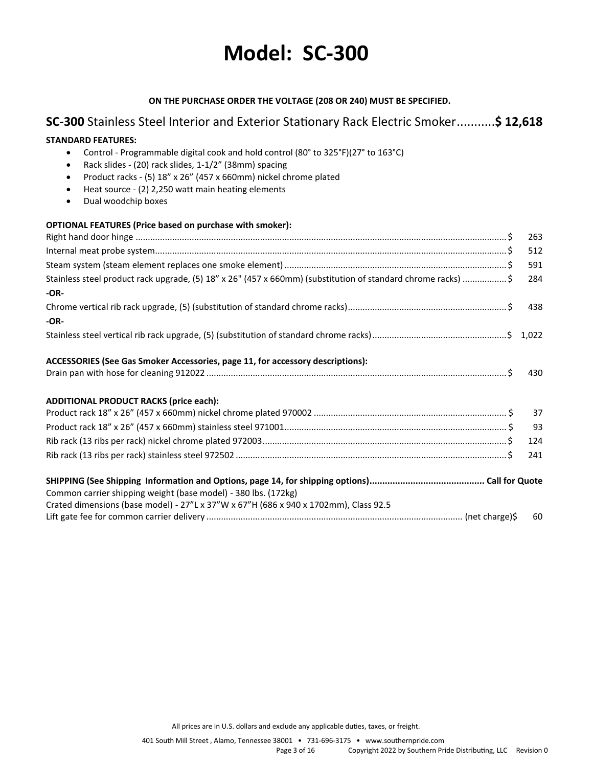# Model: SC-300

**ON THE PURCHASE ORDER THE VOLTAGE (208 OR 240) MUST BE SPECIFIED.**

## **SC-300** Stainless Steel Interior and Exterior Stationary Rack Electric Smoker..........**$ 12,618**

**STANDARD FEATURES:**

- Control - Programmable digital cook and hold control (80° to 325°F)(27° to 163°C)
- Rack slides - (20) rack slides, 1-1/2" (38mm) spacing
- Product racks - (5) 18" x 26" (457 x 660mm) nickel chrome plated
- Heat source - (2) 2,250 watt main heating elements
- Dual woodchip boxes

**OPTIONAL FEATURES (Price based on purchase with smoker):**

| Item | Price |
|---|---|
| Right hand door hinge | $ 263 |
| Internal meat probe system | $ 512 |
| Steam system (steam element replaces one smoke element) | $ 591 |
| Stainless steel product rack upgrade, (5) 18" x 26" (457 x 660mm) (substitution of standard chrome racks) | $ 284 |
| **-OR-** | |
| Chrome vertical rib rack upgrade, (5) (substitution of standard chrome racks) | $ 438 |
| **-OR-** | |
| Stainless steel vertical rib rack upgrade, (5) (substitution of standard chrome racks) | $ 1,022 |

**ACCESSORIES (See Gas Smoker Accessories, page 11, for accessory descriptions):**

| Item | Price |
|---|---|
| Drain pan with hose for cleaning 912022 | $ 430 |

**ADDITIONAL PRODUCT RACKS (price each):**

| Item | Price |
|---|---|
| Product rack 18" x 26" (457 x 660mm) nickel chrome plated 970002 | $ 37 |
| Product rack 18" x 26" (457 x 660mm) stainless steel 971001 | $ 93 |
| Rib rack (13 ribs per rack) nickel chrome plated 972003 | $ 124 |
| Rib rack (13 ribs per rack) stainless steel 972502 | $ 241 |

**SHIPPING (See Shipping Information and Options, page 14, for shipping options)............................................ Call for Quote**

Common carrier shipping weight (base model) - 380 lbs. (172kg)

Crated dimensions (base model) - 27"L x 37"W x 67"H (686 x 940 x 1702mm), Class 92.5

Lift gate fee for common carrier delivery ........................................ (net charge)$ 60

All prices are in U.S. dollars and exclude any applicable duties, taxes, or freight.

401 South Mill Street , Alamo, Tennessee 38001 • 731-696-3175 • www.southernpride.com

Copyright 2022 by Southern Pride Distributing, LLC Revision 0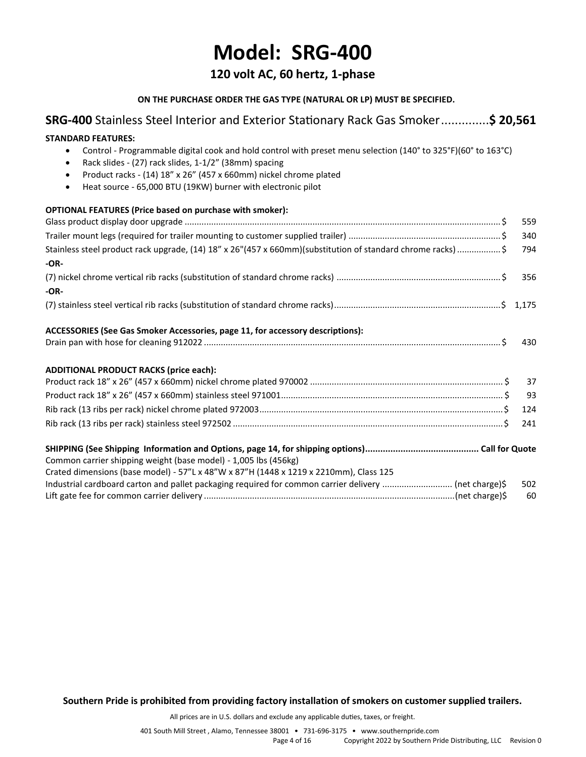# Model: SRG-400

## 120 volt AC, 60 hertz, 1-phase

**ON THE PURCHASE ORDER THE GAS TYPE (NATURAL OR LP) MUST BE SPECIFIED.**

### **SRG-400** Stainless Steel Interior and Exterior Stationary Rack Gas Smoker.............**$ 20,561**

**STANDARD FEATURES:**

- Control - Programmable digital cook and hold control with preset menu selection (140° to 325°F)(60° to 163°C)
- Rack slides - (27) rack slides, 1-1/2" (38mm) spacing
- Product racks - (14) 18" x 26" (457 x 660mm) nickel chrome plated
- Heat source - 65,000 BTU (19KW) burner with electronic pilot

**OPTIONAL FEATURES (Price based on purchase with smoker):**

Glass product display door upgrade .......... $ 559

Trailer mount legs (required for trailer mounting to customer supplied trailer) .......... $ 340

Stainless steel product rack upgrade, (14) 18" x 26"(457 x 660mm)(substitution of standard chrome racks) .......... $ 794

**-OR-**

(7) nickel chrome vertical rib racks (substitution of standard chrome racks) .......... $ 356

**-OR-**

(7) stainless steel vertical rib racks (substitution of standard chrome racks) .......... $ 1,175

**ACCESSORIES (See Gas Smoker Accessories, page 11, for accessory descriptions):**

Drain pan with hose for cleaning 912022 .......... $ 430

**ADDITIONAL PRODUCT RACKS (price each):**

Product rack 18" x 26" (457 x 660mm) nickel chrome plated 970002 .......... $ 37

Product rack 18" x 26" (457 x 660mm) stainless steel 971001 .......... $ 93

Rib rack (13 ribs per rack) nickel chrome plated 972003 .......... $ 124

Rib rack (13 ribs per rack) stainless steel 972502 .......... $ 241

**SHIPPING (See Shipping Information and Options, page 14, for shipping options)............................................ Call for Quote**

Common carrier shipping weight (base model) - 1,005 lbs (456kg)

Crated dimensions (base model) - 57"L x 48"W x 87"H (1448 x 1219 x 2210mm), Class 125

Industrial cardboard carton and pallet packaging required for common carrier delivery .......... (net charge)$ 502

Lift gate fee for common carrier delivery .......... (net charge)$ 60

**Southern Pride is prohibited from providing factory installation of smokers on customer supplied trailers.**

All prices are in U.S. dollars and exclude any applicable duties, taxes, or freight.

401 South Mill Street , Alamo, Tennessee 38001 • 731-696-3175 • www.southernpride.com

Copyright 2022 by Southern Pride Distributing, LLC Revision 0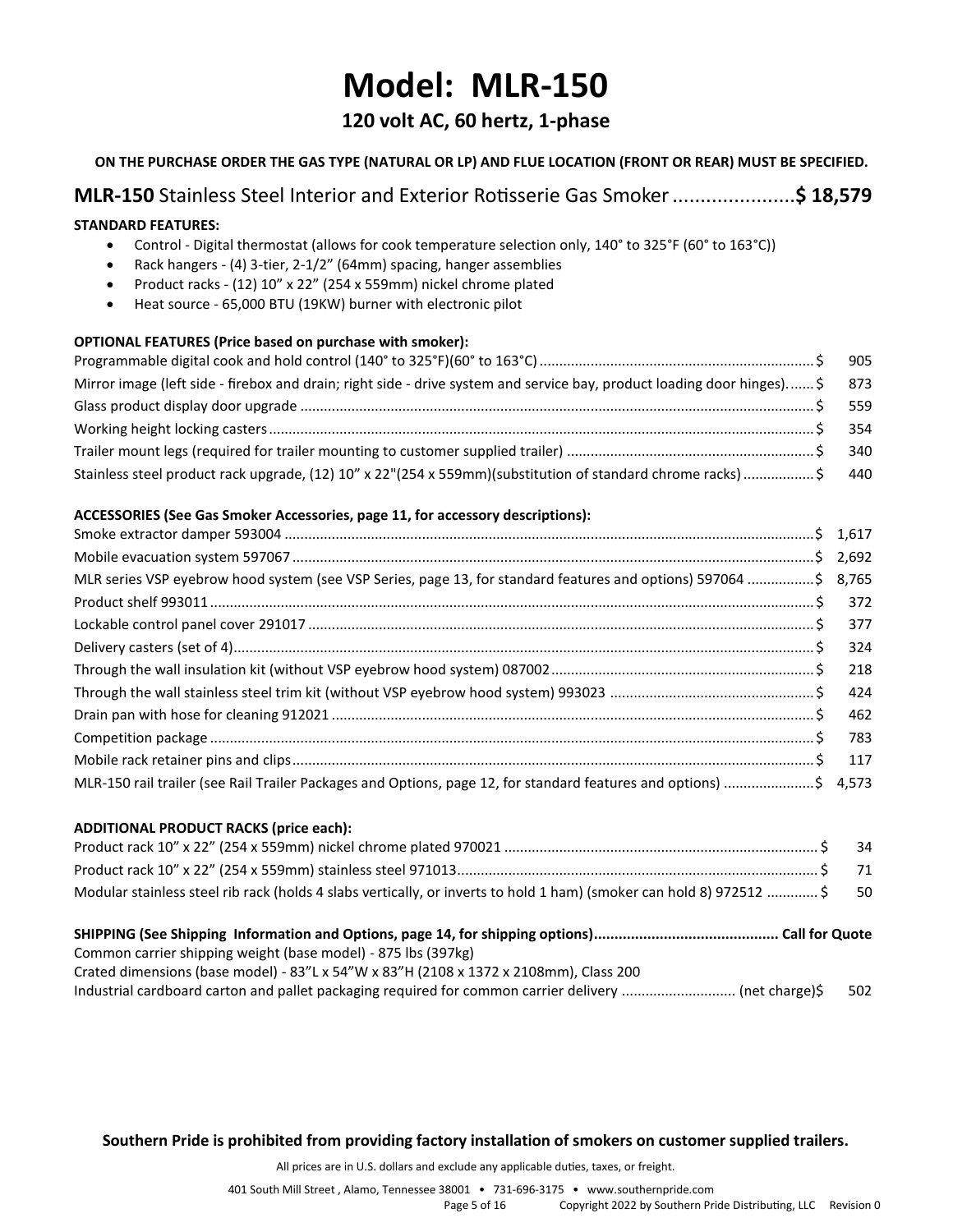# Model: MLR-150

## 120 volt AC, 60 hertz, 1-phase

**ON THE PURCHASE ORDER THE GAS TYPE (NATURAL OR LP) AND FLUE LOCATION (FRONT OR REAR) MUST BE SPECIFIED.**

**MLR-150** Stainless Steel Interior and Exterior Rotisserie Gas Smoker ...................... **$ 18,579**

**STANDARD FEATURES:**

- Control - Digital thermostat (allows for cook temperature selection only, 140° to 325°F (60° to 163°C))
- Rack hangers - (4) 3-tier, 2-1/2" (64mm) spacing, hanger assemblies
- Product racks - (12) 10" x 22" (254 x 559mm) nickel chrome plated
- Heat source - 65,000 BTU (19KW) burner with electronic pilot

**OPTIONAL FEATURES (Price based on purchase with smoker):**

| Item | Price |
|---|---|
| Programmable digital cook and hold control (140° to 325°F)(60° to 163°C) | $ 905 |
| Mirror image (left side - firebox and drain; right side - drive system and service bay, product loading door hinges). | $ 873 |
| Glass product display door upgrade | $ 559 |
| Working height locking casters | $ 354 |
| Trailer mount legs (required for trailer mounting to customer supplied trailer) | $ 340 |
| Stainless steel product rack upgrade, (12) 10" x 22"(254 x 559mm)(substitution of standard chrome racks) | $ 440 |

**ACCESSORIES (See Gas Smoker Accessories, page 11, for accessory descriptions):**

| Item | Price |
|---|---|
| Smoke extractor damper 593004 | $ 1,617 |
| Mobile evacuation system 597067 | $ 2,692 |
| MLR series VSP eyebrow hood system (see VSP Series, page 13, for standard features and options) 597064 | $ 8,765 |
| Product shelf 993011 | $ 372 |
| Lockable control panel cover 291017 | $ 377 |
| Delivery casters (set of 4) | $ 324 |
| Through the wall insulation kit (without VSP eyebrow hood system) 087002 | $ 218 |
| Through the wall stainless steel trim kit (without VSP eyebrow hood system) 993023 | $ 424 |
| Drain pan with hose for cleaning 912021 | $ 462 |
| Competition package | $ 783 |
| Mobile rack retainer pins and clips | $ 117 |
| MLR-150 rail trailer (see Rail Trailer Packages and Options, page 12, for standard features and options) | $ 4,573 |

**ADDITIONAL PRODUCT RACKS (price each):**

| Item | Price |
|---|---|
| Product rack 10" x 22" (254 x 559mm) nickel chrome plated 970021 | $ 34 |
| Product rack 10" x 22" (254 x 559mm) stainless steel 971013 | $ 71 |
| Modular stainless steel rib rack (holds 4 slabs vertically, or inverts to hold 1 ham) (smoker can hold 8) 972512 | $ 50 |

**SHIPPING (See Shipping Information and Options, page 14, for shipping options)............................................ Call for Quote**

Common carrier shipping weight (base model) - 875 lbs (397kg)

Crated dimensions (base model) - 83"L x 54"W x 83"H (2108 x 1372 x 2108mm), Class 200

Industrial cardboard carton and pallet packaging required for common carrier delivery ............................ (net charge)$ 502

**Southern Pride is prohibited from providing factory installation of smokers on customer supplied trailers.**

All prices are in U.S. dollars and exclude any applicable duties, taxes, or freight.

401 South Mill Street , Alamo, Tennessee 38001 • 731-696-3175 • www.southernpride.com

Copyright 2022 by Southern Pride Distributing, LLC Revision 0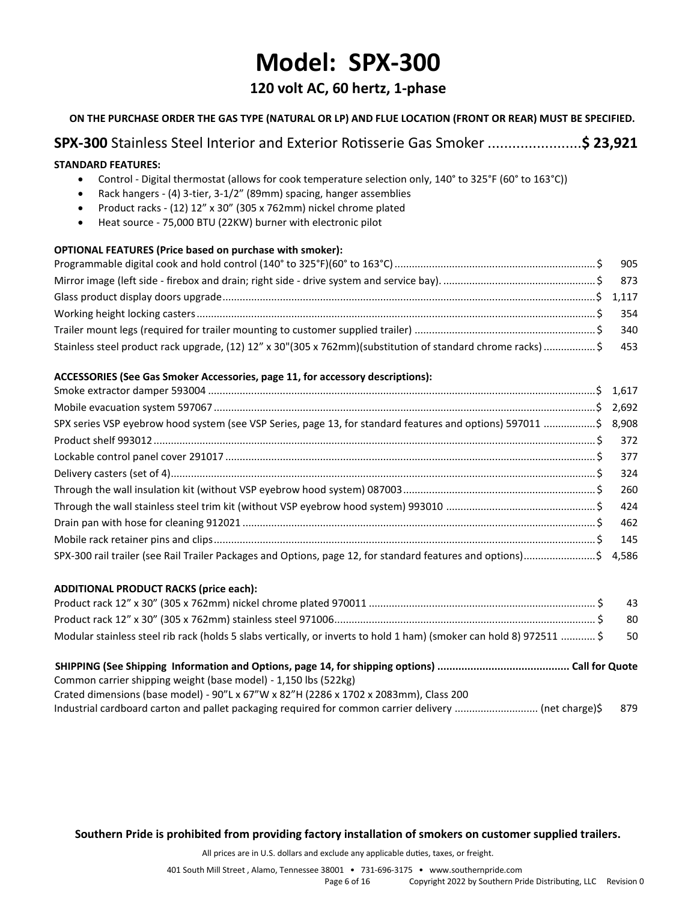# Model: SPX-300

## 120 volt AC, 60 hertz, 1-phase

**ON THE PURCHASE ORDER THE GAS TYPE (NATURAL OR LP) AND FLUE LOCATION (FRONT OR REAR) MUST BE SPECIFIED.**

## **SPX-300** Stainless Steel Interior and Exterior Rotisserie Gas Smoker .......................**$ 23,921**

**STANDARD FEATURES:**

- Control - Digital thermostat (allows for cook temperature selection only, 140° to 325°F (60° to 163°C))
- Rack hangers - (4) 3-tier, 3-1/2" (89mm) spacing, hanger assemblies
- Product racks - (12) 12" x 30" (305 x 762mm) nickel chrome plated
- Heat source - 75,000 BTU (22KW) burner with electronic pilot

**OPTIONAL FEATURES (Price based on purchase with smoker):**

Programmable digital cook and hold control (140° to 325°F)(60° to 163°C) ..................... $ 905
Mirror image (left side - firebox and drain; right side - drive system and service bay). ..................... $ 873
Glass product display doors upgrade ..................... $ 1,117
Working height locking casters ..................... $ 354
Trailer mount legs (required for trailer mounting to customer supplied trailer) ..................... $ 340
Stainless steel product rack upgrade, (12) 12" x 30"(305 x 762mm)(substitution of standard chrome racks) ..................... $ 453

**ACCESSORIES (See Gas Smoker Accessories, page 11, for accessory descriptions):**

Smoke extractor damper 593004 ..................... $ 1,617
Mobile evacuation system 597067 ..................... $ 2,692
SPX series VSP eyebrow hood system (see VSP Series, page 13, for standard features and options) 597011 ..................... $ 8,908
Product shelf 993012 ..................... $ 372
Lockable control panel cover 291017 ..................... $ 377
Delivery casters (set of 4) ..................... $ 324
Through the wall insulation kit (without VSP eyebrow hood system) 087003 ..................... $ 260
Through the wall stainless steel trim kit (without VSP eyebrow hood system) 993010 ..................... $ 424
Drain pan with hose for cleaning 912021 ..................... $ 462
Mobile rack retainer pins and clips ..................... $ 145
SPX-300 rail trailer (see Rail Trailer Packages and Options, page 12, for standard features and options) ..................... $ 4,586

**ADDITIONAL PRODUCT RACKS (price each):**

Product rack 12" x 30" (305 x 762mm) nickel chrome plated 970011 ..................... $ 43
Product rack 12" x 30" (305 x 762mm) stainless steel 971006 ..................... $ 80
Modular stainless steel rib rack (holds 5 slabs vertically, or inverts to hold 1 ham) (smoker can hold 8) 972511 ............ $ 50

**SHIPPING (See Shipping Information and Options, page 14, for shipping options) ........................................... Call for Quote**

Common carrier shipping weight (base model) - 1,150 lbs (522kg)
Crated dimensions (base model) - 90"L x 67"W x 82"H (2286 x 1702 x 2083mm), Class 200
Industrial cardboard carton and pallet packaging required for common carrier delivery ............................ (net charge)$ 879

**Southern Pride is prohibited from providing factory installation of smokers on customer supplied trailers.**

All prices are in U.S. dollars and exclude any applicable duties, taxes, or freight.

401 South Mill Street , Alamo, Tennessee 38001 • 731-696-3175 • www.southernpride.com

Copyright 2022 by Southern Pride Distributing, LLC Revision 0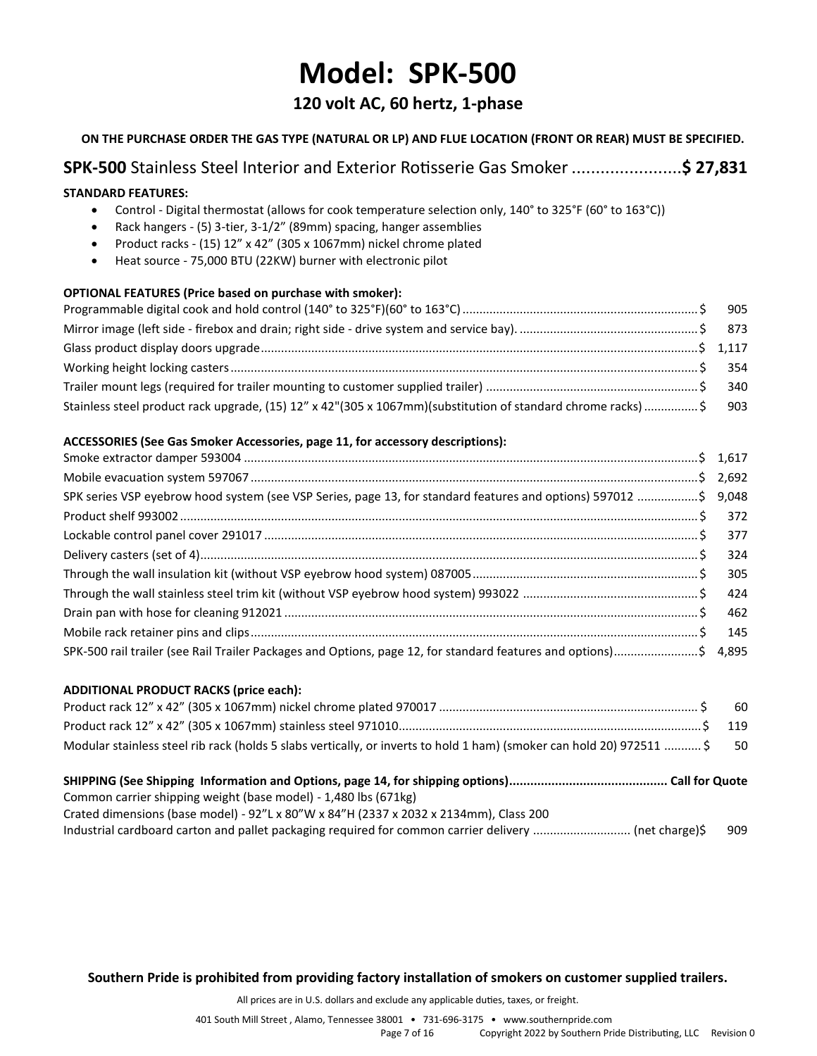# Model: SPK-500

## 120 volt AC, 60 hertz, 1-phase

**ON THE PURCHASE ORDER THE GAS TYPE (NATURAL OR LP) AND FLUE LOCATION (FRONT OR REAR) MUST BE SPECIFIED.**

**SPK-500** Stainless Steel Interior and Exterior Rotisserie Gas Smoker ....................... **$ 27,831**

**STANDARD FEATURES:**

- Control - Digital thermostat (allows for cook temperature selection only, 140° to 325°F (60° to 163°C))
- Rack hangers - (5) 3-tier, 3-1/2" (89mm) spacing, hanger assemblies
- Product racks - (15) 12" x 42" (305 x 1067mm) nickel chrome plated
- Heat source - 75,000 BTU (22KW) burner with electronic pilot

**OPTIONAL FEATURES (Price based on purchase with smoker):**

| Item | Price |
|---|---|
| Programmable digital cook and hold control (140° to 325°F)(60° to 163°C) | $ 905 |
| Mirror image (left side - firebox and drain; right side - drive system and service bay). | $ 873 |
| Glass product display doors upgrade | $ 1,117 |
| Working height locking casters | $ 354 |
| Trailer mount legs (required for trailer mounting to customer supplied trailer) | $ 340 |
| Stainless steel product rack upgrade, (15) 12" x 42"(305 x 1067mm)(substitution of standard chrome racks) | $ 903 |

**ACCESSORIES (See Gas Smoker Accessories, page 11, for accessory descriptions):**

| Item | Price |
|---|---|
| Smoke extractor damper 593004 | $ 1,617 |
| Mobile evacuation system 597067 | $ 2,692 |
| SPK series VSP eyebrow hood system (see VSP Series, page 13, for standard features and options) 597012 | $ 9,048 |
| Product shelf 993002 | $ 372 |
| Lockable control panel cover 291017 | $ 377 |
| Delivery casters (set of 4) | $ 324 |
| Through the wall insulation kit (without VSP eyebrow hood system) 087005 | $ 305 |
| Through the wall stainless steel trim kit (without VSP eyebrow hood system) 993022 | $ 424 |
| Drain pan with hose for cleaning 912021 | $ 462 |
| Mobile rack retainer pins and clips | $ 145 |
| SPK-500 rail trailer (see Rail Trailer Packages and Options, page 12, for standard features and options) | $ 4,895 |

**ADDITIONAL PRODUCT RACKS (price each):**

| Item | Price |
|---|---|
| Product rack 12" x 42" (305 x 1067mm) nickel chrome plated 970017 | $ 60 |
| Product rack 12" x 42" (305 x 1067mm) stainless steel 971010 | $ 119 |
| Modular stainless steel rib rack (holds 5 slabs vertically, or inverts to hold 1 ham) (smoker can hold 20) 972511 | $ 50 |

**SHIPPING (See Shipping Information and Options, page 14, for shipping options)............................................ Call for Quote**

Common carrier shipping weight (base model) - 1,480 lbs (671kg)

Crated dimensions (base model) - 92"L x 80"W x 84"H (2337 x 2032 x 2134mm), Class 200

Industrial cardboard carton and pallet packaging required for common carrier delivery ............................ (net charge)$ 909

**Southern Pride is prohibited from providing factory installation of smokers on customer supplied trailers.**

All prices are in U.S. dollars and exclude any applicable duties, taxes, or freight.

401 South Mill Street , Alamo, Tennessee 38001 • 731-696-3175 • www.southernpride.com

Copyright 2022 by Southern Pride Distributing, LLC Revision 0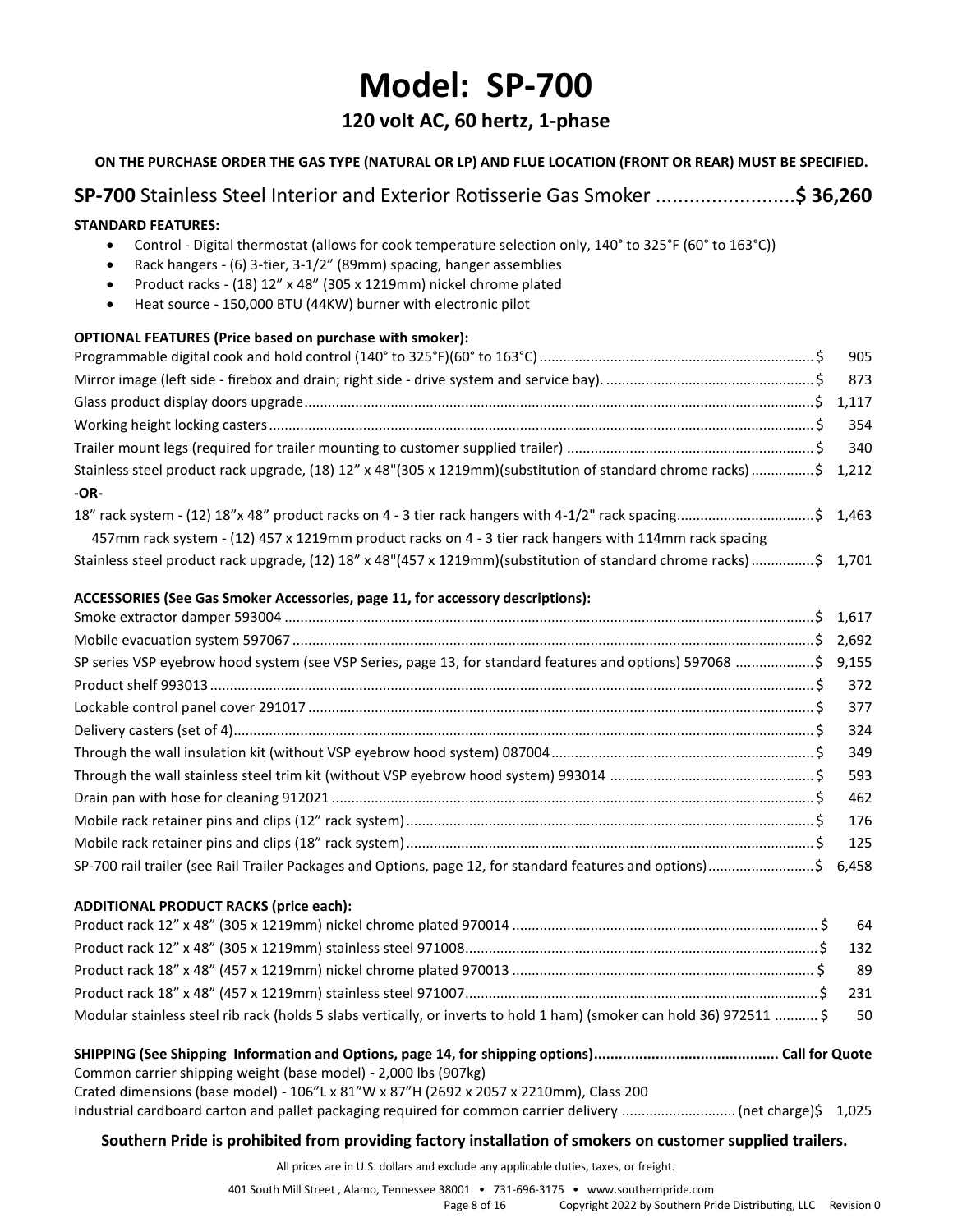# Model: SP-700

## 120 volt AC, 60 hertz, 1-phase

**ON THE PURCHASE ORDER THE GAS TYPE (NATURAL OR LP) AND FLUE LOCATION (FRONT OR REAR) MUST BE SPECIFIED.**

**SP-700** Stainless Steel Interior and Exterior Rotisserie Gas Smoker ......................... **$ 36,260**

**STANDARD FEATURES:**

- Control - Digital thermostat (allows for cook temperature selection only, 140° to 325°F (60° to 163°C))
- Rack hangers - (6) 3-tier, 3-1/2" (89mm) spacing, hanger assemblies
- Product racks - (18) 12" x 48" (305 x 1219mm) nickel chrome plated
- Heat source - 150,000 BTU (44KW) burner with electronic pilot

**OPTIONAL FEATURES (Price based on purchase with smoker):**

| Item | Price |
|---|---|
| Programmable digital cook and hold control (140° to 325°F)(60° to 163°C) | $ 905 |
| Mirror image (left side - firebox and drain; right side - drive system and service bay). | $ 873 |
| Glass product display doors upgrade | $ 1,117 |
| Working height locking casters | $ 354 |
| Trailer mount legs (required for trailer mounting to customer supplied trailer) | $ 340 |
| Stainless steel product rack upgrade, (18) 12" x 48"(305 x 1219mm)(substitution of standard chrome racks) | $ 1,212 |
| **-OR-** | |
| 18" rack system - (12) 18"x 48" product racks on 4 - 3 tier rack hangers with 4-1/2" rack spacing<br>457mm rack system - (12) 457 x 1219mm product racks on 4 - 3 tier rack hangers with 114mm rack spacing | $ 1,463 |
| Stainless steel product rack upgrade, (12) 18" x 48"(457 x 1219mm)(substitution of standard chrome racks) | $ 1,701 |

**ACCESSORIES (See Gas Smoker Accessories, page 11, for accessory descriptions):**

| Item | Price |
|---|---|
| Smoke extractor damper 593004 | $ 1,617 |
| Mobile evacuation system 597067 | $ 2,692 |
| SP series VSP eyebrow hood system (see VSP Series, page 13, for standard features and options) 597068 | $ 9,155 |
| Product shelf 993013 | $ 372 |
| Lockable control panel cover 291017 | $ 377 |
| Delivery casters (set of 4) | $ 324 |
| Through the wall insulation kit (without VSP eyebrow hood system) 087004 | $ 349 |
| Through the wall stainless steel trim kit (without VSP eyebrow hood system) 993014 | $ 593 |
| Drain pan with hose for cleaning 912021 | $ 462 |
| Mobile rack retainer pins and clips (12" rack system) | $ 176 |
| Mobile rack retainer pins and clips (18" rack system) | $ 125 |
| SP-700 rail trailer (see Rail Trailer Packages and Options, page 12, for standard features and options) | $ 6,458 |

**ADDITIONAL PRODUCT RACKS (price each):**

| Item | Price |
|---|---|
| Product rack 12" x 48" (305 x 1219mm) nickel chrome plated 970014 | $ 64 |
| Product rack 12" x 48" (305 x 1219mm) stainless steel 971008 | $ 132 |
| Product rack 18" x 48" (457 x 1219mm) nickel chrome plated 970013 | $ 89 |
| Product rack 18" x 48" (457 x 1219mm) stainless steel 971007 | $ 231 |
| Modular stainless steel rib rack (holds 5 slabs vertically, or inverts to hold 1 ham) (smoker can hold 36) 972511 | $ 50 |

**SHIPPING (See Shipping Information and Options, page 14, for shipping options)............................................ Call for Quote**

Common carrier shipping weight (base model) - 2,000 lbs (907kg)

Crated dimensions (base model) - 106"L x 81"W x 87"H (2692 x 2057 x 2210mm), Class 200

Industrial cardboard carton and pallet packaging required for common carrier delivery ............................ (net charge)$ 1,025

**Southern Pride is prohibited from providing factory installation of smokers on customer supplied trailers.**

All prices are in U.S. dollars and exclude any applicable duties, taxes, or freight.

401 South Mill Street , Alamo, Tennessee 38001 • 731-696-3175 • www.southernpride.com

Copyright 2022 by Southern Pride Distributing, LLC Revision 0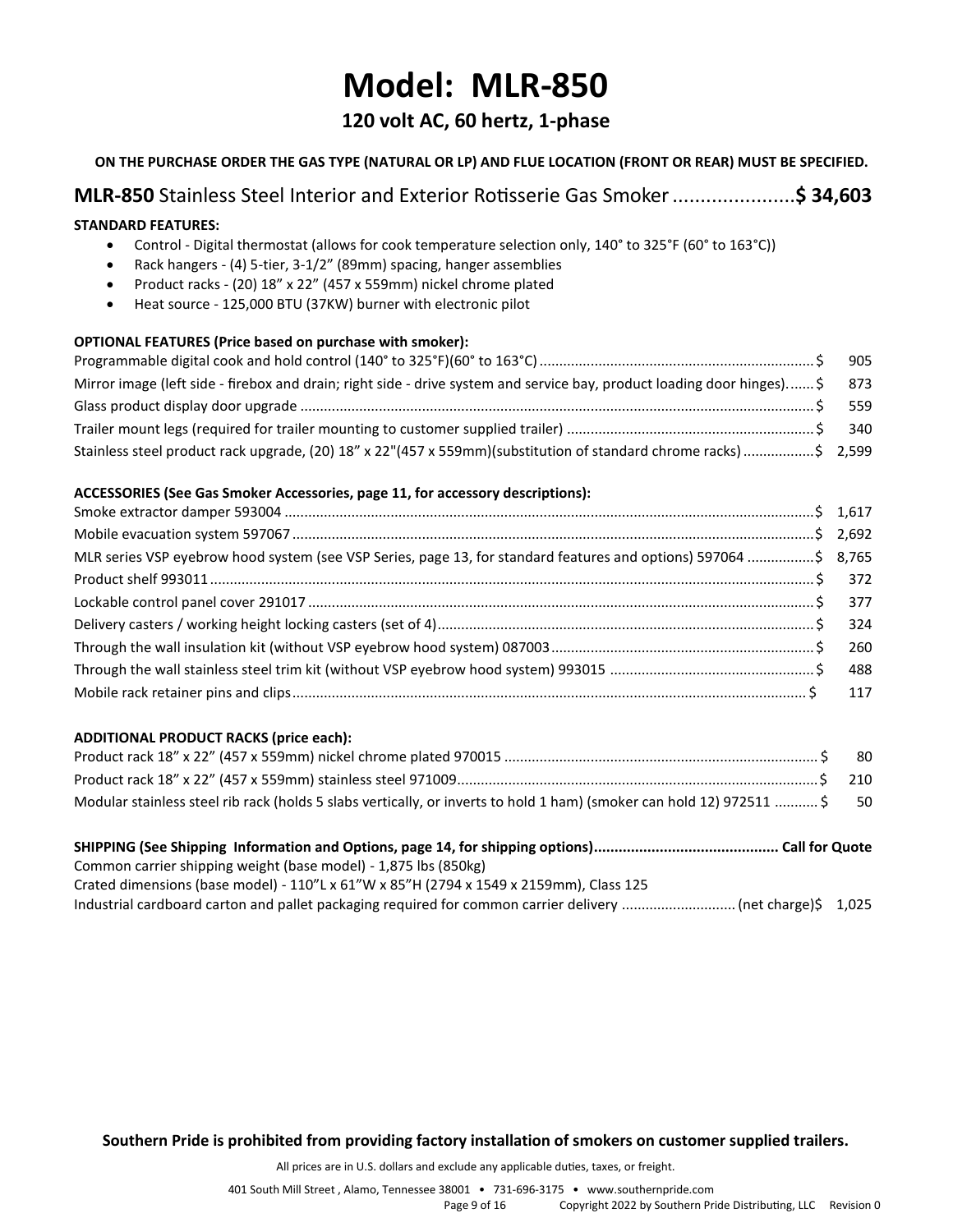# Model: MLR-850

## 120 volt AC, 60 hertz, 1-phase

**ON THE PURCHASE ORDER THE GAS TYPE (NATURAL OR LP) AND FLUE LOCATION (FRONT OR REAR) MUST BE SPECIFIED.**

### **MLR-850** Stainless Steel Interior and Exterior Rotisserie Gas Smoker ...................... **$ 34,603**

**STANDARD FEATURES:**

- Control - Digital thermostat (allows for cook temperature selection only, 140° to 325°F (60° to 163°C))
- Rack hangers - (4) 5-tier, 3-1/2" (89mm) spacing, hanger assemblies
- Product racks - (20) 18" x 22" (457 x 559mm) nickel chrome plated
- Heat source - 125,000 BTU (37KW) burner with electronic pilot

**OPTIONAL FEATURES (Price based on purchase with smoker):**

| Item | Price |
|---|---|
| Programmable digital cook and hold control (140° to 325°F)(60° to 163°C) | $ 905 |
| Mirror image (left side - firebox and drain; right side - drive system and service bay, product loading door hinges). | $ 873 |
| Glass product display door upgrade | $ 559 |
| Trailer mount legs (required for trailer mounting to customer supplied trailer) | $ 340 |
| Stainless steel product rack upgrade, (20) 18" x 22"(457 x 559mm)(substitution of standard chrome racks) | $ 2,599 |

**ACCESSORIES (See Gas Smoker Accessories, page 11, for accessory descriptions):**

| Item | Price |
|---|---|
| Smoke extractor damper 593004 | $ 1,617 |
| Mobile evacuation system 597067 | $ 2,692 |
| MLR series VSP eyebrow hood system (see VSP Series, page 13, for standard features and options) 597064 | $ 8,765 |
| Product shelf 993011 | $ 372 |
| Lockable control panel cover 291017 | $ 377 |
| Delivery casters / working height locking casters (set of 4) | $ 324 |
| Through the wall insulation kit (without VSP eyebrow hood system) 087003 | $ 260 |
| Through the wall stainless steel trim kit (without VSP eyebrow hood system) 993015 | $ 488 |
| Mobile rack retainer pins and clips | $ 117 |

**ADDITIONAL PRODUCT RACKS (price each):**

| Item | Price |
|---|---|
| Product rack 18" x 22" (457 x 559mm) nickel chrome plated 970015 | $ 80 |
| Product rack 18" x 22" (457 x 559mm) stainless steel 971009 | $ 210 |
| Modular stainless steel rib rack (holds 5 slabs vertically, or inverts to hold 1 ham) (smoker can hold 12) 972511 | $ 50 |

**SHIPPING (See Shipping Information and Options, page 14, for shipping options)............................................ Call for Quote**

Common carrier shipping weight (base model) - 1,875 lbs (850kg)

Crated dimensions (base model) - 110"L x 61"W x 85"H (2794 x 1549 x 2159mm), Class 125

Industrial cardboard carton and pallet packaging required for common carrier delivery ............................ (net charge)$ 1,025

**Southern Pride is prohibited from providing factory installation of smokers on customer supplied trailers.**

All prices are in U.S. dollars and exclude any applicable duties, taxes, or freight.

401 South Mill Street , Alamo, Tennessee 38001 • 731-696-3175 • www.southernpride.com

Copyright 2022 by Southern Pride Distributing, LLC Revision 0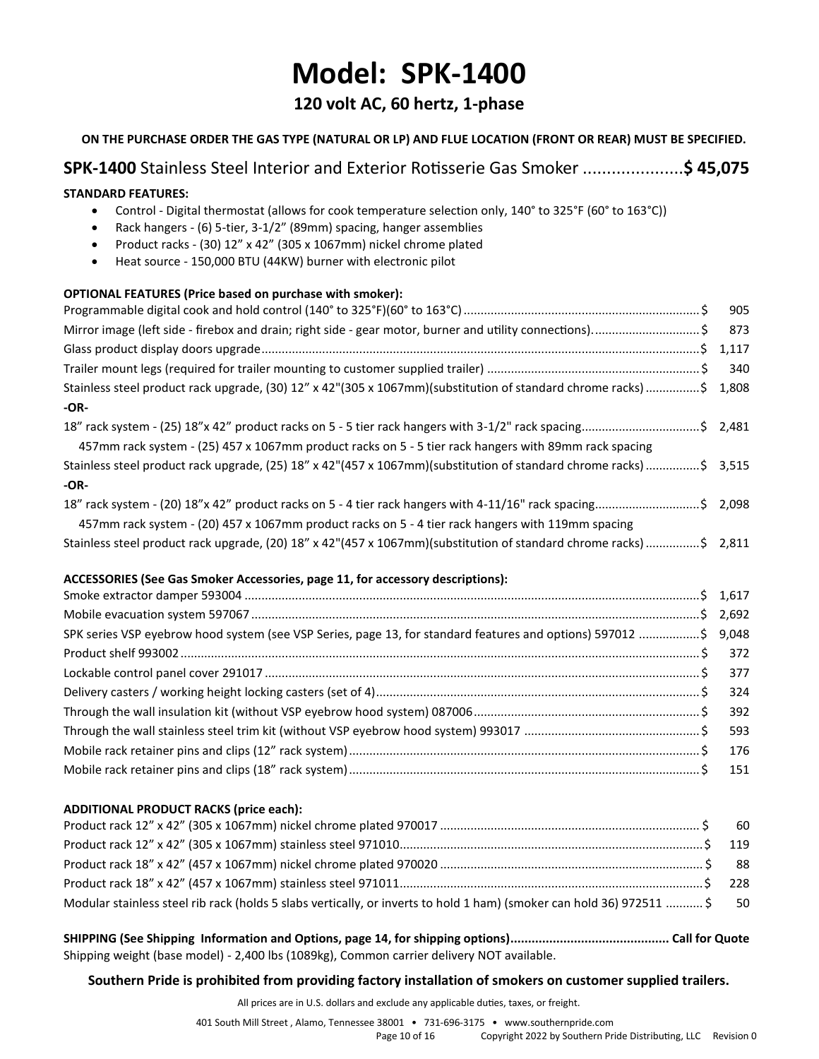# Model: SPK-1400

## 120 volt AC, 60 hertz, 1-phase

**ON THE PURCHASE ORDER THE GAS TYPE (NATURAL OR LP) AND FLUE LOCATION (FRONT OR REAR) MUST BE SPECIFIED.**

### **SPK-1400** Stainless Steel Interior and Exterior Rotisserie Gas Smoker ..................... **$ 45,075**

**STANDARD FEATURES:**

- Control - Digital thermostat (allows for cook temperature selection only, 140° to 325°F (60° to 163°C))
- Rack hangers - (6) 5-tier, 3-1/2" (89mm) spacing, hanger assemblies
- Product racks - (30) 12" x 42" (305 x 1067mm) nickel chrome plated
- Heat source - 150,000 BTU (44KW) burner with electronic pilot

**OPTIONAL FEATURES (Price based on purchase with smoker):**

| Item | Price |
|---|---|
| Programmable digital cook and hold control (140° to 325°F)(60° to 163°C) | $ 905 |
| Mirror image (left side - firebox and drain; right side - gear motor, burner and utility connections). | $ 873 |
| Glass product display doors upgrade | $ 1,117 |
| Trailer mount legs (required for trailer mounting to customer supplied trailer) | $ 340 |
| Stainless steel product rack upgrade, (30) 12" x 42"(305 x 1067mm)(substitution of standard chrome racks) | $ 1,808 |
| **-OR-** | |
| 18" rack system - (25) 18"x 42" product racks on 5 - 5 tier rack hangers with 3-1/2" rack spacing<br>457mm rack system - (25) 457 x 1067mm product racks on 5 - 5 tier rack hangers with 89mm rack spacing | $ 2,481 |
| Stainless steel product rack upgrade, (25) 18" x 42"(457 x 1067mm)(substitution of standard chrome racks) | $ 3,515 |
| **-OR-** | |
| 18" rack system - (20) 18"x 42" product racks on 5 - 4 tier rack hangers with 4-11/16" rack spacing<br>457mm rack system - (20) 457 x 1067mm product racks on 5 - 4 tier rack hangers with 119mm spacing | $ 2,098 |
| Stainless steel product rack upgrade, (20) 18" x 42"(457 x 1067mm)(substitution of standard chrome racks) | $ 2,811 |

**ACCESSORIES (See Gas Smoker Accessories, page 11, for accessory descriptions):**

| Item | Price |
|---|---|
| Smoke extractor damper 593004 | $ 1,617 |
| Mobile evacuation system 597067 | $ 2,692 |
| SPK series VSP eyebrow hood system (see VSP Series, page 13, for standard features and options) 597012 | $ 9,048 |
| Product shelf 993002 | $ 372 |
| Lockable control panel cover 291017 | $ 377 |
| Delivery casters / working height locking casters (set of 4) | $ 324 |
| Through the wall insulation kit (without VSP eyebrow hood system) 087006 | $ 392 |
| Through the wall stainless steel trim kit (without VSP eyebrow hood system) 993017 | $ 593 |
| Mobile rack retainer pins and clips (12" rack system) | $ 176 |
| Mobile rack retainer pins and clips (18" rack system) | $ 151 |

**ADDITIONAL PRODUCT RACKS (price each):**

| Item | Price |
|---|---|
| Product rack 12" x 42" (305 x 1067mm) nickel chrome plated 970017 | $ 60 |
| Product rack 12" x 42" (305 x 1067mm) stainless steel 971010 | $ 119 |
| Product rack 18" x 42" (457 x 1067mm) nickel chrome plated 970020 | $ 88 |
| Product rack 18" x 42" (457 x 1067mm) stainless steel 971011 | $ 228 |
| Modular stainless steel rib rack (holds 5 slabs vertically, or inverts to hold 1 ham) (smoker can hold 36) 972511 | $ 50 |

**SHIPPING (See Shipping Information and Options, page 14, for shipping options)............................................ Call for Quote**

Shipping weight (base model) - 2,400 lbs (1089kg), Common carrier delivery NOT available.

**Southern Pride is prohibited from providing factory installation of smokers on customer supplied trailers.**

All prices are in U.S. dollars and exclude any applicable duties, taxes, or freight.

401 South Mill Street , Alamo, Tennessee 38001 • 731-696-3175 • www.southernpride.com

Copyright 2022 by Southern Pride Distributing, LLC Revision 0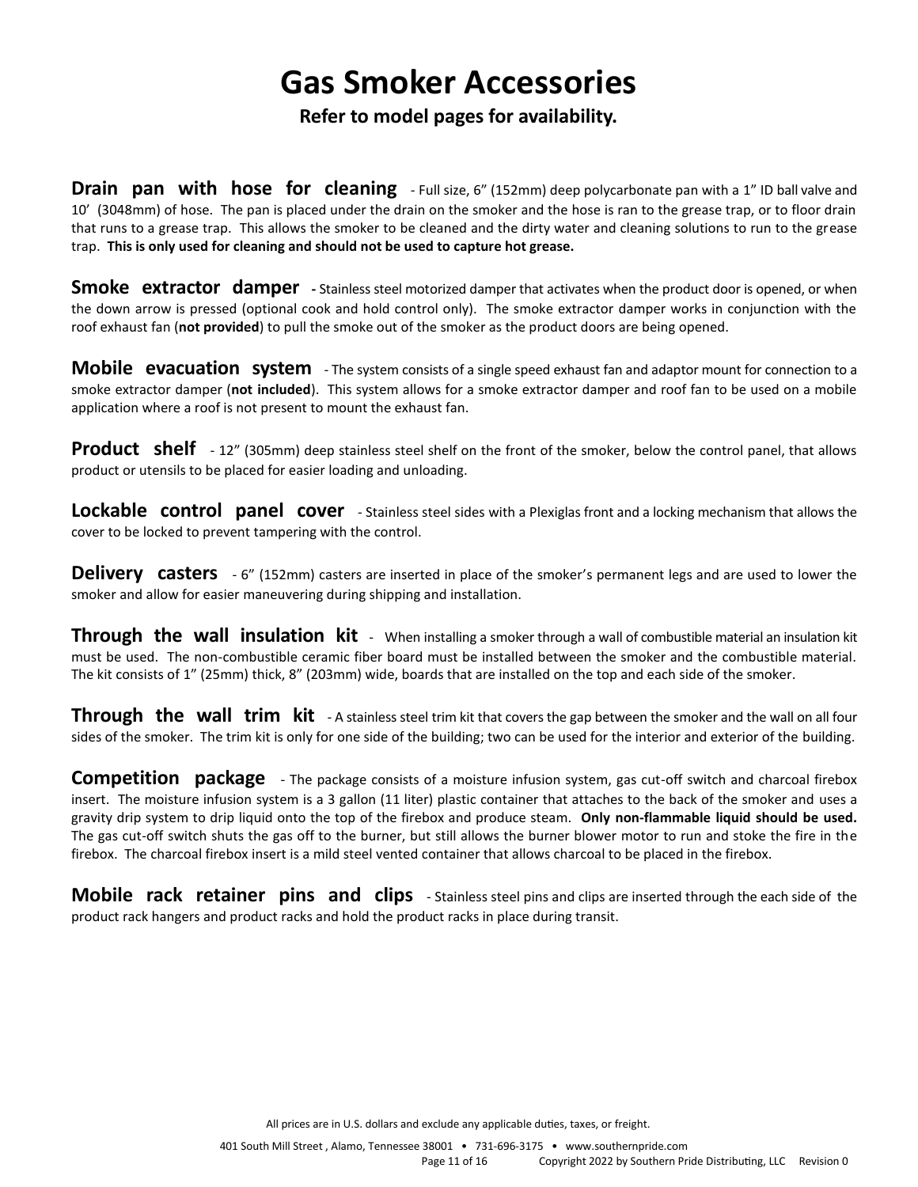# Gas Smoker Accessories

**Refer to model pages for availability.**

**Drain pan with hose for cleaning** - Full size, 6" (152mm) deep polycarbonate pan with a 1" ID ball valve and 10' (3048mm) of hose. The pan is placed under the drain on the smoker and the hose is ran to the grease trap, or to floor drain that runs to a grease trap. This allows the smoker to be cleaned and the dirty water and cleaning solutions to run to the grease trap. **This is only used for cleaning and should not be used to capture hot grease.**

**Smoke extractor damper** - Stainless steel motorized damper that activates when the product door is opened, or when the down arrow is pressed (optional cook and hold control only). The smoke extractor damper works in conjunction with the roof exhaust fan (**not provided**) to pull the smoke out of the smoker as the product doors are being opened.

**Mobile evacuation system** - The system consists of a single speed exhaust fan and adaptor mount for connection to a smoke extractor damper (**not included**). This system allows for a smoke extractor damper and roof fan to be used on a mobile application where a roof is not present to mount the exhaust fan.

**Product shelf** - 12" (305mm) deep stainless steel shelf on the front of the smoker, below the control panel, that allows product or utensils to be placed for easier loading and unloading.

**Lockable control panel cover** - Stainless steel sides with a Plexiglas front and a locking mechanism that allows the cover to be locked to prevent tampering with the control.

**Delivery casters** - 6" (152mm) casters are inserted in place of the smoker's permanent legs and are used to lower the smoker and allow for easier maneuvering during shipping and installation.

**Through the wall insulation kit** - When installing a smoker through a wall of combustible material an insulation kit must be used. The non-combustible ceramic fiber board must be installed between the smoker and the combustible material. The kit consists of 1" (25mm) thick, 8" (203mm) wide, boards that are installed on the top and each side of the smoker.

**Through the wall trim kit** - A stainless steel trim kit that covers the gap between the smoker and the wall on all four sides of the smoker. The trim kit is only for one side of the building; two can be used for the interior and exterior of the building.

**Competition package** - The package consists of a moisture infusion system, gas cut-off switch and charcoal firebox insert. The moisture infusion system is a 3 gallon (11 liter) plastic container that attaches to the back of the smoker and uses a gravity drip system to drip liquid onto the top of the firebox and produce steam. **Only non-flammable liquid should be used.** The gas cut-off switch shuts the gas off to the burner, but still allows the burner blower motor to run and stoke the fire in the firebox. The charcoal firebox insert is a mild steel vented container that allows charcoal to be placed in the firebox.

**Mobile rack retainer pins and clips** - Stainless steel pins and clips are inserted through the each side of the product rack hangers and product racks and hold the product racks in place during transit.

All prices are in U.S. dollars and exclude any applicable duties, taxes, or freight.

401 South Mill Street , Alamo, Tennessee 38001 • 731-696-3175 • www.southernpride.com

Copyright 2022 by Southern Pride Distributing, LLC Revision 0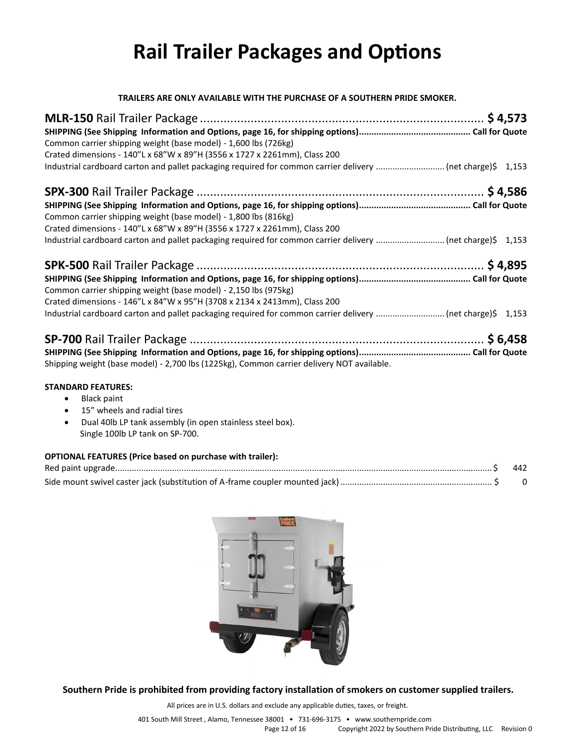# Rail Trailer Packages and Options

**TRAILERS ARE ONLY AVAILABLE WITH THE PURCHASE OF A SOUTHERN PRIDE SMOKER.**

**MLR-150** Rail Trailer Package ............................................................................ **$ 4,573**
**SHIPPING (See Shipping Information and Options, page 16, for shipping options)............................................ Call for Quote**
Common carrier shipping weight (base model) - 1,600 lbs (726kg)
Crated dimensions - 140"L x 68"W x 89"H (3556 x 1727 x 2261mm), Class 200
Industrial cardboard carton and pallet packaging required for common carrier delivery ............................ (net charge)$ 1,153

**SPX-300** Rail Trailer Package ............................................................................ **$ 4,586**
**SHIPPING (See Shipping Information and Options, page 16, for shipping options)............................................ Call for Quote**
Common carrier shipping weight (base model) - 1,800 lbs (816kg)
Crated dimensions - 140"L x 68"W x 89"H (3556 x 1727 x 2261mm), Class 200
Industrial cardboard carton and pallet packaging required for common carrier delivery ............................ (net charge)$ 1,153

**SPK-500** Rail Trailer Package ............................................................................ **$ 4,895**
**SHIPPING (See Shipping Information and Options, page 16, for shipping options)............................................ Call for Quote**
Common carrier shipping weight (base model) - 2,150 lbs (975kg)
Crated dimensions - 146"L x 84"W x 95"H (3708 x 2134 x 2413mm), Class 200
Industrial cardboard carton and pallet packaging required for common carrier delivery ............................ (net charge)$ 1,153

**SP-700** Rail Trailer Package ............................................................................ **$ 6,458**
**SHIPPING (See Shipping Information and Options, page 16, for shipping options)............................................ Call for Quote**
Shipping weight (base model) - 2,700 lbs (1225kg), Common carrier delivery NOT available.

**STANDARD FEATURES:**

- Black paint
- 15" wheels and radial tires
- Dual 40lb LP tank assembly (in open stainless steel box).
  Single 100lb LP tank on SP-700.

**OPTIONAL FEATURES (Price based on purchase with trailer):**
Red paint upgrade.......................................................................................................... $ 442
Side mount swivel caster jack (substitution of A-frame coupler mounted jack) .............................................................. $ 0

**Southern Pride is prohibited from providing factory installation of smokers on customer supplied trailers.**

All prices are in U.S. dollars and exclude any applicable duties, taxes, or freight.

401 South Mill Street , Alamo, Tennessee 38001 • 731-696-3175 • www.southernpride.com
Copyright 2022 by Southern Pride Distributing, LLC Revision 0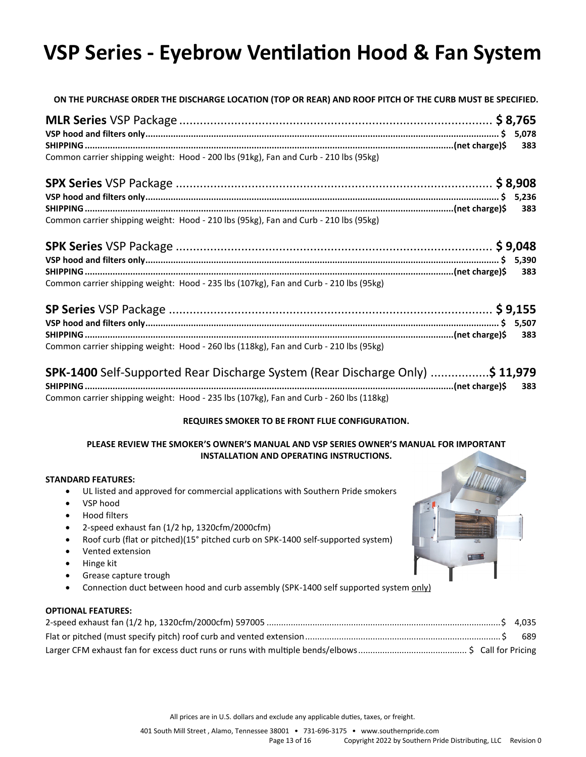# VSP Series - Eyebrow Ventilation Hood & Fan System

**ON THE PURCHASE ORDER THE DISCHARGE LOCATION (TOP OR REAR) AND ROOF PITCH OF THE CURB MUST BE SPECIFIED.**

**MLR Series** VSP Package ........................................................................................ **$ 8,765**
**VSP hood and filters only**........................................................................................ **$ 5,078**
**SHIPPING**........................................................................................**(net charge)$ 383**
Common carrier shipping weight: Hood - 200 lbs (91kg), Fan and Curb - 210 lbs (95kg)

**SPX Series** VSP Package ........................................................................................ **$ 8,908**
**VSP hood and filters only**........................................................................................ **$ 5,236**
**SHIPPING**........................................................................................**(net charge)$ 383**
Common carrier shipping weight: Hood - 210 lbs (95kg), Fan and Curb - 210 lbs (95kg)

**SPK Series** VSP Package ........................................................................................ **$ 9,048**
**VSP hood and filters only**........................................................................................ **$ 5,390**
**SHIPPING**........................................................................................**(net charge)$ 383**
Common carrier shipping weight: Hood - 235 lbs (107kg), Fan and Curb - 210 lbs (95kg)

**SP Series** VSP Package ........................................................................................ **$ 9,155**
**VSP hood and filters only**........................................................................................ **$ 5,507**
**SHIPPING**........................................................................................**(net charge)$ 383**
Common carrier shipping weight: Hood - 260 lbs (118kg), Fan and Curb - 210 lbs (95kg)

**SPK-1400** Self-Supported Rear Discharge System (Rear Discharge Only) ................**$ 11,979**
**SHIPPING**........................................................................................**(net charge)$ 383**
Common carrier shipping weight: Hood - 235 lbs (107kg), Fan and Curb - 260 lbs (118kg)

**REQUIRES SMOKER TO BE FRONT FLUE CONFIGURATION.**

**PLEASE REVIEW THE SMOKER'S OWNER'S MANUAL AND VSP SERIES OWNER'S MANUAL FOR IMPORTANT INSTALLATION AND OPERATING INSTRUCTIONS.**

**STANDARD FEATURES:**

- UL listed and approved for commercial applications with Southern Pride smokers
- VSP hood
- Hood filters
- 2-speed exhaust fan (1/2 hp, 1320cfm/2000cfm)
- Roof curb (flat or pitched)(15° pitched curb on SPK-1400 self-supported system)
- Vented extension
- Hinge kit
- Grease capture trough
- Connection duct between hood and curb assembly (SPK-1400 self supported system only)

**OPTIONAL FEATURES:**

2-speed exhaust fan (1/2 hp, 1320cfm/2000cfm) 597005 ........................................................................................$ 4,035
Flat or pitched (must specify pitch) roof curb and vented extension........................................................................................$ 689
Larger CFM exhaust fan for excess duct runs or runs with multiple bends/elbows............................................ $ Call for Pricing

All prices are in U.S. dollars and exclude any applicable duties, taxes, or freight.

401 South Mill Street , Alamo, Tennessee 38001 • 731-696-3175 • www.southernpride.com
Copyright 2022 by Southern Pride Distributing, LLC Revision 0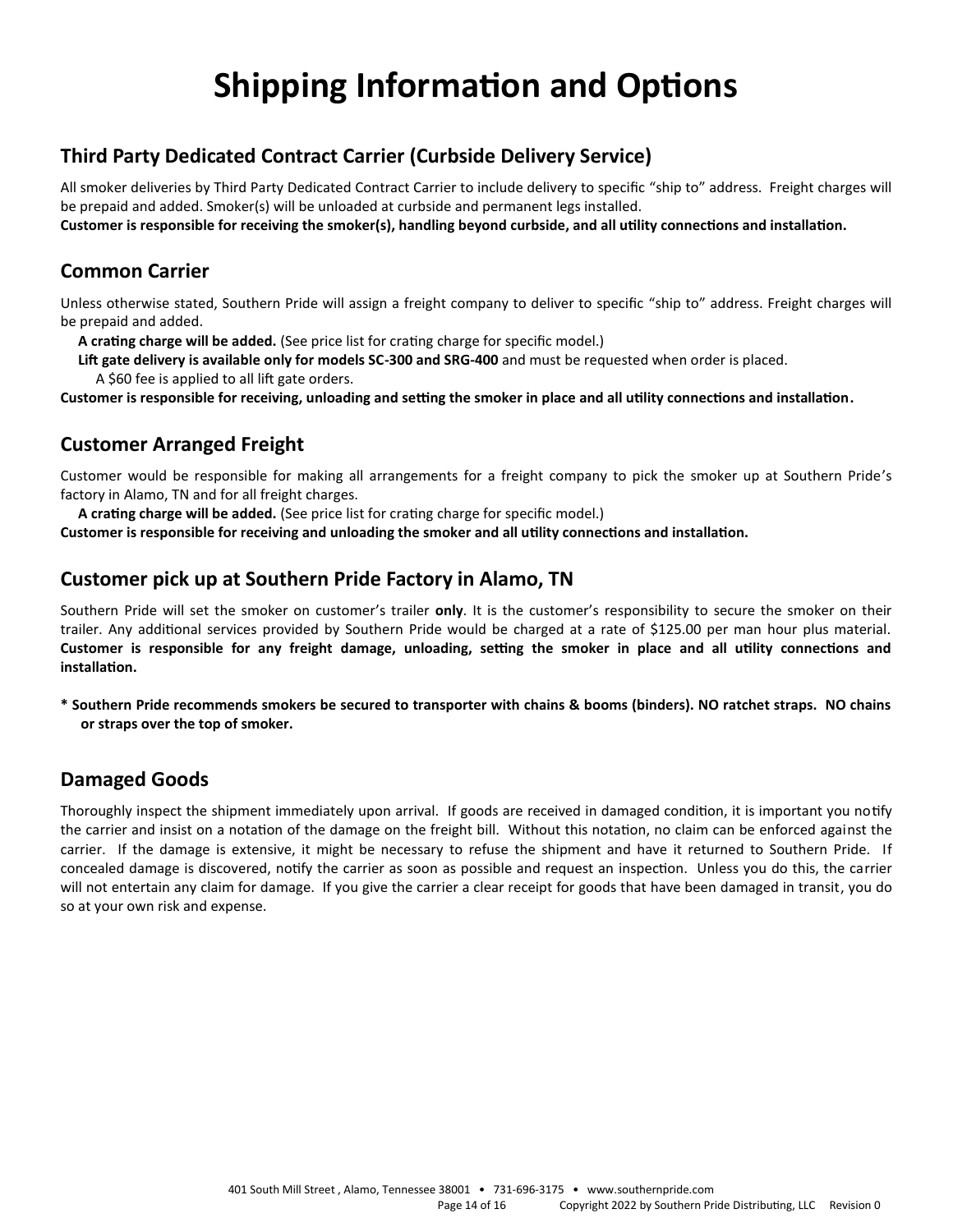# Shipping Information and Options

## Third Party Dedicated Contract Carrier (Curbside Delivery Service)

All smoker deliveries by Third Party Dedicated Contract Carrier to include delivery to specific "ship to" address. Freight charges will be prepaid and added. Smoker(s) will be unloaded at curbside and permanent legs installed.
**Customer is responsible for receiving the smoker(s), handling beyond curbside, and all utility connections and installation.**

## Common Carrier

Unless otherwise stated, Southern Pride will assign a freight company to deliver to specific "ship to" address. Freight charges will be prepaid and added.

**A crating charge will be added.** (See price list for crating charge for specific model.)
**Lift gate delivery is available only for models SC-300 and SRG-400** and must be requested when order is placed.
A $60 fee is applied to all lift gate orders.

**Customer is responsible for receiving, unloading and setting the smoker in place and all utility connections and installation.**

## Customer Arranged Freight

Customer would be responsible for making all arrangements for a freight company to pick the smoker up at Southern Pride's factory in Alamo, TN and for all freight charges.

**A crating charge will be added.** (See price list for crating charge for specific model.)

**Customer is responsible for receiving and unloading the smoker and all utility connections and installation.**

## Customer pick up at Southern Pride Factory in Alamo, TN

Southern Pride will set the smoker on customer's trailer **only**. It is the customer's responsibility to secure the smoker on their trailer. Any additional services provided by Southern Pride would be charged at a rate of $125.00 per man hour plus material. **Customer is responsible for any freight damage, unloading, setting the smoker in place and all utility connections and installation.**

**\* Southern Pride recommends smokers be secured to transporter with chains & booms (binders). NO ratchet straps. NO chains or straps over the top of smoker.**

## Damaged Goods

Thoroughly inspect the shipment immediately upon arrival. If goods are received in damaged condition, it is important you notify the carrier and insist on a notation of the damage on the freight bill. Without this notation, no claim can be enforced against the carrier. If the damage is extensive, it might be necessary to refuse the shipment and have it returned to Southern Pride. If concealed damage is discovered, notify the carrier as soon as possible and request an inspection. Unless you do this, the carrier will not entertain any claim for damage. If you give the carrier a clear receipt for goods that have been damaged in transit, you do so at your own risk and expense.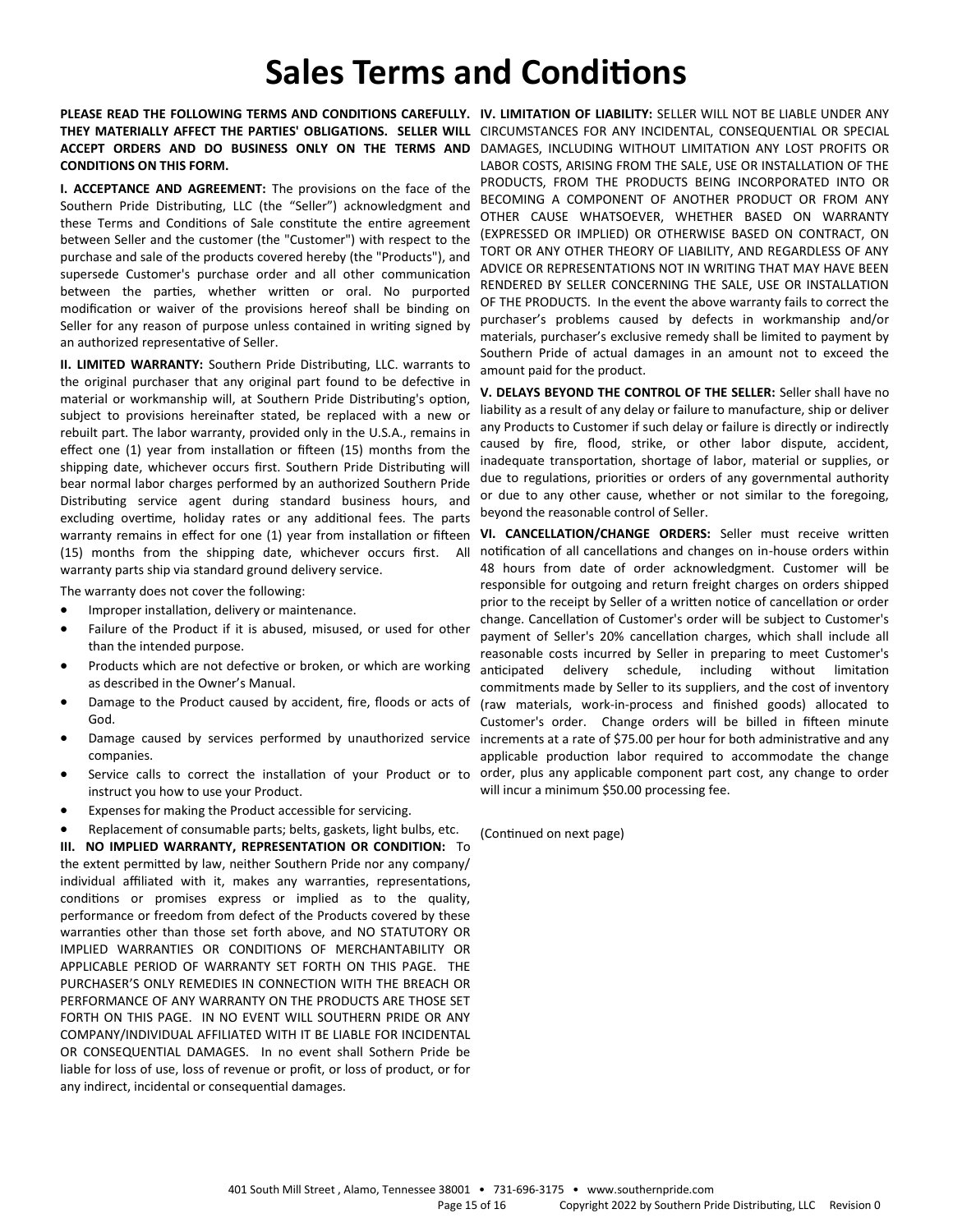# Sales Terms and Conditions

**PLEASE READ THE FOLLOWING TERMS AND CONDITIONS CAREFULLY. THEY MATERIALLY AFFECT THE PARTIES' OBLIGATIONS. SELLER WILL ACCEPT ORDERS AND DO BUSINESS ONLY ON THE TERMS AND CONDITIONS ON THIS FORM.**

**I. ACCEPTANCE AND AGREEMENT:** The provisions on the face of the Southern Pride Distributing, LLC (the "Seller") acknowledgment and these Terms and Conditions of Sale constitute the entire agreement between Seller and the customer (the "Customer") with respect to the purchase and sale of the products covered hereby (the "Products"), and supersede Customer's purchase order and all other communication between the parties, whether written or oral. No purported modification or waiver of the provisions hereof shall be binding on Seller for any reason of purpose unless contained in writing signed by an authorized representative of Seller.

**II. LIMITED WARRANTY:** Southern Pride Distributing, LLC. warrants to the original purchaser that any original part found to be defective in material or workmanship will, at Southern Pride Distributing's option, subject to provisions hereinafter stated, be replaced with a new or rebuilt part. The labor warranty, provided only in the U.S.A., remains in effect one (1) year from installation or fifteen (15) months from the shipping date, whichever occurs first. Southern Pride Distributing will bear normal labor charges performed by an authorized Southern Pride Distributing service agent during standard business hours, and excluding overtime, holiday rates or any additional fees. The parts warranty remains in effect for one (1) year from installation or fifteen (15) months from the shipping date, whichever occurs first. All warranty parts ship via standard ground delivery service.

The warranty does not cover the following:

- Improper installation, delivery or maintenance.
- Failure of the Product if it is abused, misused, or used for other than the intended purpose.
- Products which are not defective or broken, or which are working as described in the Owner's Manual.
- Damage to the Product caused by accident, fire, floods or acts of God.
- Damage caused by services performed by unauthorized service companies.
- Service calls to correct the installation of your Product or to instruct you how to use your Product.
- Expenses for making the Product accessible for servicing.
- Replacement of consumable parts; belts, gaskets, light bulbs, etc.

**III. NO IMPLIED WARRANTY, REPRESENTATION OR CONDITION:** To the extent permitted by law, neither Southern Pride nor any company/ individual affiliated with it, makes any warranties, representations, conditions or promises express or implied as to the quality, performance or freedom from defect of the Products covered by these warranties other than those set forth above, and NO STATUTORY OR IMPLIED WARRANTIES OR CONDITIONS OF MERCHANTABILITY OR APPLICABLE PERIOD OF WARRANTY SET FORTH ON THIS PAGE. THE PURCHASER'S ONLY REMEDIES IN CONNECTION WITH THE BREACH OR PERFORMANCE OF ANY WARRANTY ON THE PRODUCTS ARE THOSE SET FORTH ON THIS PAGE. IN NO EVENT WILL SOUTHERN PRIDE OR ANY COMPANY/INDIVIDUAL AFFILIATED WITH IT BE LIABLE FOR INCIDENTAL OR CONSEQUENTIAL DAMAGES. In no event shall Sothern Pride be liable for loss of use, loss of revenue or profit, or loss of product, or for any indirect, incidental or consequential damages.

**IV. LIMITATION OF LIABILITY:** SELLER WILL NOT BE LIABLE UNDER ANY CIRCUMSTANCES FOR ANY INCIDENTAL, CONSEQUENTIAL OR SPECIAL DAMAGES, INCLUDING WITHOUT LIMITATION ANY LOST PROFITS OR LABOR COSTS, ARISING FROM THE SALE, USE OR INSTALLATION OF THE PRODUCTS, FROM THE PRODUCTS BEING INCORPORATED INTO OR BECOMING A COMPONENT OF ANOTHER PRODUCT OR FROM ANY OTHER CAUSE WHATSOEVER, WHETHER BASED ON WARRANTY (EXPRESSED OR IMPLIED) OR OTHERWISE BASED ON CONTRACT, ON TORT OR ANY OTHER THEORY OF LIABILITY, AND REGARDLESS OF ANY ADVICE OR REPRESENTATIONS NOT IN WRITING THAT MAY HAVE BEEN RENDERED BY SELLER CONCERNING THE SALE, USE OR INSTALLATION OF THE PRODUCTS. In the event the above warranty fails to correct the purchaser's problems caused by defects in workmanship and/or materials, purchaser's exclusive remedy shall be limited to payment by Southern Pride of actual damages in an amount not to exceed the amount paid for the product.

**V. DELAYS BEYOND THE CONTROL OF THE SELLER:** Seller shall have no liability as a result of any delay or failure to manufacture, ship or deliver any Products to Customer if such delay or failure is directly or indirectly caused by fire, flood, strike, or other labor dispute, accident, inadequate transportation, shortage of labor, material or supplies, or due to regulations, priorities or orders of any governmental authority or due to any other cause, whether or not similar to the foregoing, beyond the reasonable control of Seller.

**VI. CANCELLATION/CHANGE ORDERS:** Seller must receive written notification of all cancellations and changes on in-house orders within 48 hours from date of order acknowledgment. Customer will be responsible for outgoing and return freight charges on orders shipped prior to the receipt by Seller of a written notice of cancellation or order change. Cancellation of Customer's order will be subject to Customer's payment of Seller's 20% cancellation charges, which shall include all reasonable costs incurred by Seller in preparing to meet Customer's anticipated delivery schedule, including without limitation commitments made by Seller to its suppliers, and the cost of inventory (raw materials, work-in-process and finished goods) allocated to Customer's order. Change orders will be billed in fifteen minute increments at a rate of $75.00 per hour for both administrative and any applicable production labor required to accommodate the change order, plus any applicable component part cost, any change to order will incur a minimum $50.00 processing fee.

(Continued on next page)

401 South Mill Street , Alamo, Tennessee 38001 • 731-696-3175 • www.southernpride.com

Copyright 2022 by Southern Pride Distributing, LLC Revision 0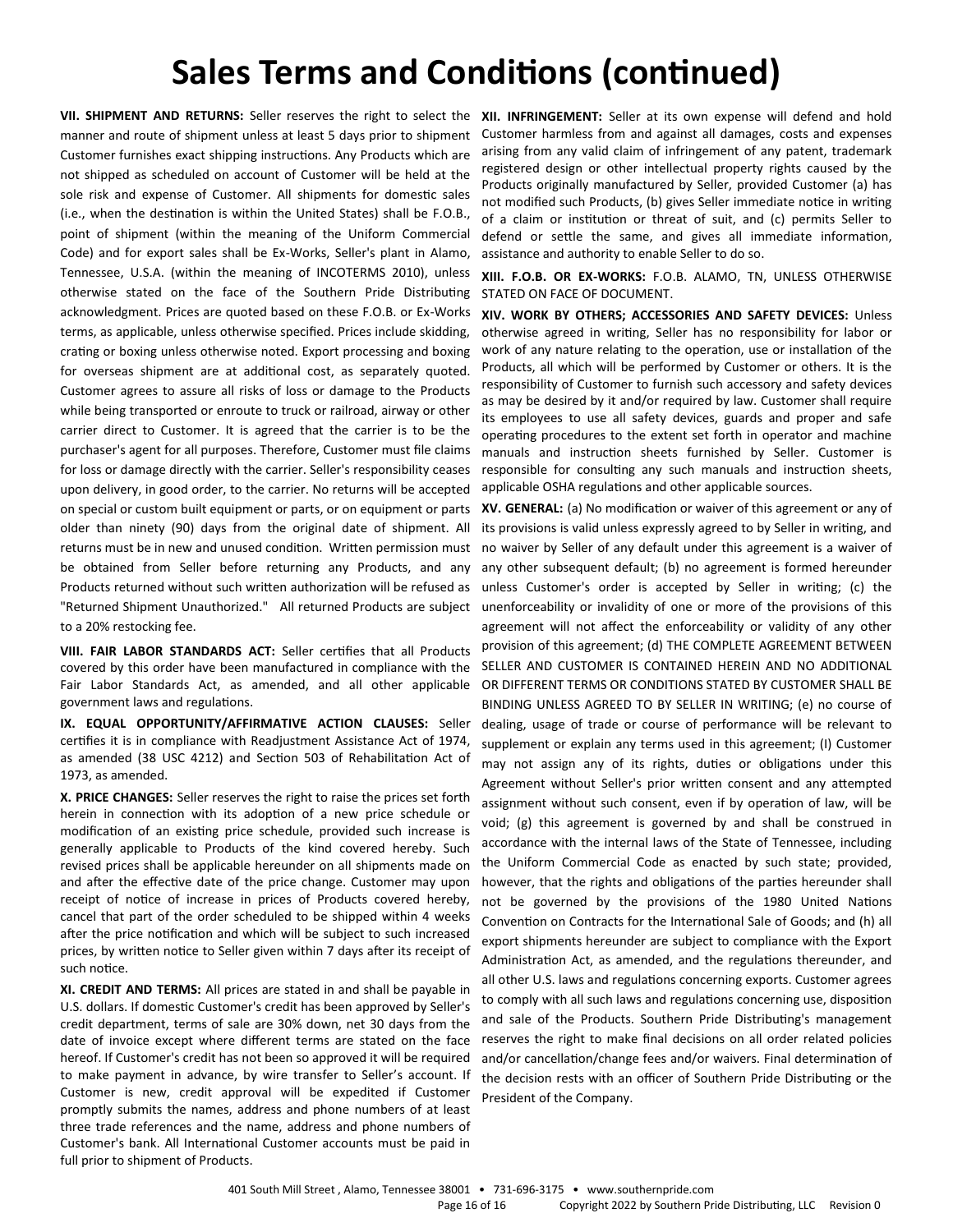# Sales Terms and Conditions (continued)

**VII. SHIPMENT AND RETURNS:** Seller reserves the right to select the manner and route of shipment unless at least 5 days prior to shipment Customer furnishes exact shipping instructions. Any Products which are not shipped as scheduled on account of Customer will be held at the sole risk and expense of Customer. All shipments for domestic sales (i.e., when the destination is within the United States) shall be F.O.B., point of shipment (within the meaning of the Uniform Commercial Code) and for export sales shall be Ex-Works, Seller's plant in Alamo, Tennessee, U.S.A. (within the meaning of INCOTERMS 2010), unless otherwise stated on the face of the Southern Pride Distributing acknowledgment. Prices are quoted based on these F.O.B. or Ex-Works terms, as applicable, unless otherwise specified. Prices include skidding, crating or boxing unless otherwise noted. Export processing and boxing for overseas shipment are at additional cost, as separately quoted. Customer agrees to assure all risks of loss or damage to the Products while being transported or enroute to truck or railroad, airway or other carrier direct to Customer. It is agreed that the carrier is to be the purchaser's agent for all purposes. Therefore, Customer must file claims for loss or damage directly with the carrier. Seller's responsibility ceases upon delivery, in good order, to the carrier. No returns will be accepted on special or custom built equipment or parts, or on equipment or parts older than ninety (90) days from the original date of shipment. All returns must be in new and unused condition. Written permission must be obtained from Seller before returning any Products, and any Products returned without such written authorization will be refused as "Returned Shipment Unauthorized." All returned Products are subject to a 20% restocking fee.

**VIII. FAIR LABOR STANDARDS ACT:** Seller certifies that all Products covered by this order have been manufactured in compliance with the Fair Labor Standards Act, as amended, and all other applicable government laws and regulations.

**IX. EQUAL OPPORTUNITY/AFFIRMATIVE ACTION CLAUSES:** Seller certifies it is in compliance with Readjustment Assistance Act of 1974, as amended (38 USC 4212) and Section 503 of Rehabilitation Act of 1973, as amended.

**X. PRICE CHANGES:** Seller reserves the right to raise the prices set forth herein in connection with its adoption of a new price schedule or modification of an existing price schedule, provided such increase is generally applicable to Products of the kind covered hereby. Such revised prices shall be applicable hereunder on all shipments made on and after the effective date of the price change. Customer may upon receipt of notice of increase in prices of Products covered hereby, cancel that part of the order scheduled to be shipped within 4 weeks after the price notification and which will be subject to such increased prices, by written notice to Seller given within 7 days after its receipt of such notice.

**XI. CREDIT AND TERMS:** All prices are stated in and shall be payable in U.S. dollars. If domestic Customer's credit has been approved by Seller's credit department, terms of sale are 30% down, net 30 days from the date of invoice except where different terms are stated on the face hereof. If Customer's credit has not been so approved it will be required to make payment in advance, by wire transfer to Seller's account. If Customer is new, credit approval will be expedited if Customer promptly submits the names, address and phone numbers of at least three trade references and the name, address and phone numbers of Customer's bank. All International Customer accounts must be paid in full prior to shipment of Products.

**XII. INFRINGEMENT:** Seller at its own expense will defend and hold Customer harmless from and against all damages, costs and expenses arising from any valid claim of infringement of any patent, trademark registered design or other intellectual property rights caused by the Products originally manufactured by Seller, provided Customer (a) has not modified such Products, (b) gives Seller immediate notice in writing of a claim or institution or threat of suit, and (c) permits Seller to defend or settle the same, and gives all immediate information, assistance and authority to enable Seller to do so.

**XIII. F.O.B. OR EX-WORKS:** F.O.B. ALAMO, TN, UNLESS OTHERWISE STATED ON FACE OF DOCUMENT.

**XIV. WORK BY OTHERS; ACCESSORIES AND SAFETY DEVICES:** Unless otherwise agreed in writing, Seller has no responsibility for labor or work of any nature relating to the operation, use or installation of the Products, all which will be performed by Customer or others. It is the responsibility of Customer to furnish such accessory and safety devices as may be desired by it and/or required by law. Customer shall require its employees to use all safety devices, guards and proper and safe operating procedures to the extent set forth in operator and machine manuals and instruction sheets furnished by Seller. Customer is responsible for consulting any such manuals and instruction sheets, applicable OSHA regulations and other applicable sources.

**XV. GENERAL:** (a) No modification or waiver of this agreement or any of its provisions is valid unless expressly agreed to by Seller in writing, and no waiver by Seller of any default under this agreement is a waiver of any other subsequent default; (b) no agreement is formed hereunder unless Customer's order is accepted by Seller in writing; (c) the unenforceability or invalidity of one or more of the provisions of this agreement will not affect the enforceability or validity of any other provision of this agreement; (d) THE COMPLETE AGREEMENT BETWEEN SELLER AND CUSTOMER IS CONTAINED HEREIN AND NO ADDITIONAL OR DIFFERENT TERMS OR CONDITIONS STATED BY CUSTOMER SHALL BE BINDING UNLESS AGREED TO BY SELLER IN WRITING; (e) no course of dealing, usage of trade or course of performance will be relevant to supplement or explain any terms used in this agreement; (I) Customer may not assign any of its rights, duties or obligations under this Agreement without Seller's prior written consent and any attempted assignment without such consent, even if by operation of law, will be void; (g) this agreement is governed by and shall be construed in accordance with the internal laws of the State of Tennessee, including the Uniform Commercial Code as enacted by such state; provided, however, that the rights and obligations of the parties hereunder shall not be governed by the provisions of the 1980 United Nations Convention on Contracts for the International Sale of Goods; and (h) all export shipments hereunder are subject to compliance with the Export Administration Act, as amended, and the regulations thereunder, and all other U.S. laws and regulations concerning exports. Customer agrees to comply with all such laws and regulations concerning use, disposition and sale of the Products. Southern Pride Distributing's management reserves the right to make final decisions on all order related policies and/or cancellation/change fees and/or waivers. Final determination of the decision rests with an officer of Southern Pride Distributing or the President of the Company.

401 South Mill Street , Alamo, Tennessee 38001 • 731-696-3175 • www.southernpride.com

Copyright 2022 by Southern Pride Distributing, LLC Revision 0